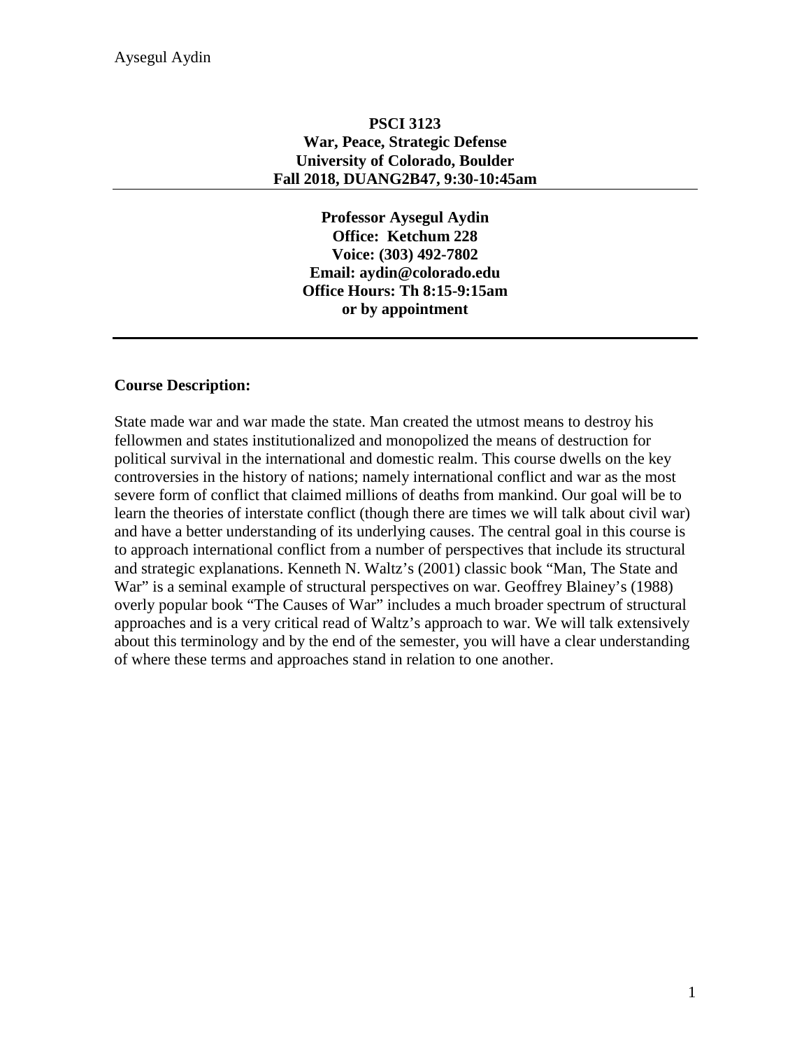**PSCI 3123**
**War, Peace, Strategic Defense**
**University of Colorado, Boulder**
**Fall 2018, DUANG2B47, 9:30-10:45am**

---

**Professor Aysegul Aydin**
**Office: Ketchum 228**
**Voice: (303) 492-7802**
**Email: aydin@colorado.edu**
**Office Hours: Th 8:15-9:15am**
**or by appointment**

---

**Course Description:**

State made war and war made the state. Man created the utmost means to destroy his fellowmen and states institutionalized and monopolized the means of destruction for political survival in the international and domestic realm. This course dwells on the key controversies in the history of nations; namely international conflict and war as the most severe form of conflict that claimed millions of deaths from mankind. Our goal will be to learn the theories of interstate conflict (though there are times we will talk about civil war) and have a better understanding of its underlying causes. The central goal in this course is to approach international conflict from a number of perspectives that include its structural and strategic explanations. Kenneth N. Waltz's (2001) classic book "Man, The State and War" is a seminal example of structural perspectives on war. Geoffrey Blainey's (1988) overly popular book "The Causes of War" includes a much broader spectrum of structural approaches and is a very critical read of Waltz's approach to war. We will talk extensively about this terminology and by the end of the semester, you will have a clear understanding of where these terms and approaches stand in relation to one another.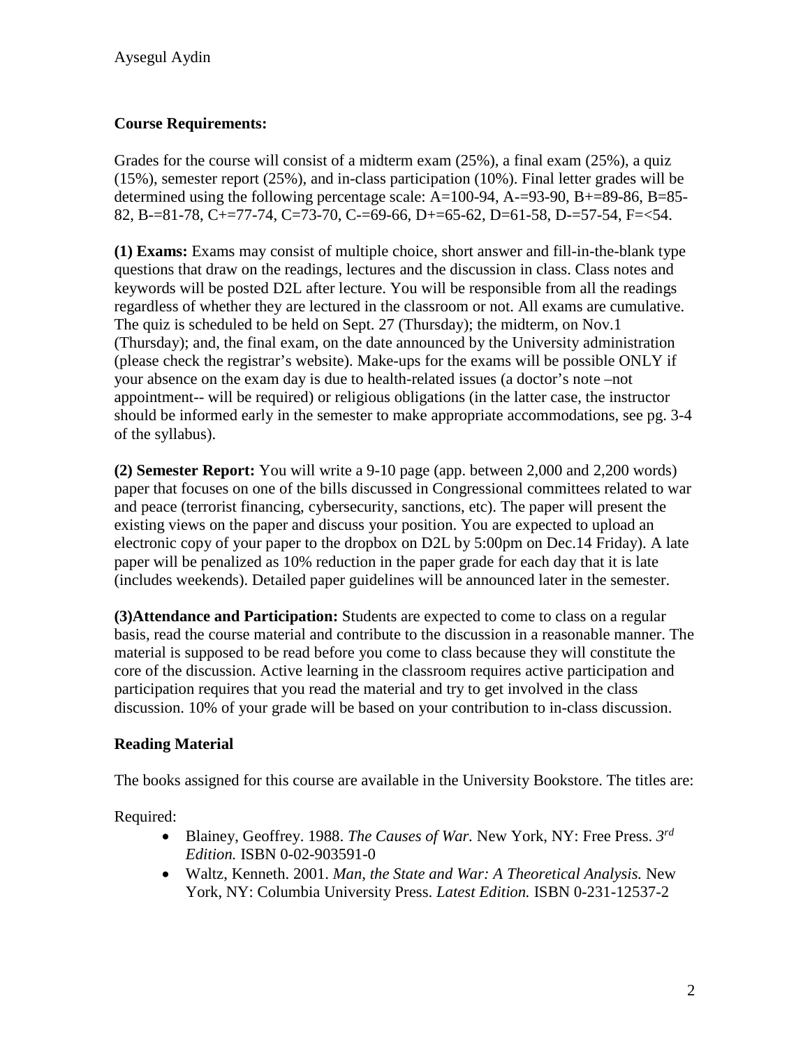### Course Requirements:

Grades for the course will consist of a midterm exam (25%), a final exam (25%), a quiz (15%), semester report (25%), and in-class participation (10%). Final letter grades will be determined using the following percentage scale: A=100-94, A-=93-90, B+=89-86, B=85-82, B-=81-78, C+=77-74, C=73-70, C-=69-66, D+=65-62, D=61-58, D-=57-54, F=<54.

**(1) Exams:** Exams may consist of multiple choice, short answer and fill-in-the-blank type questions that draw on the readings, lectures and the discussion in class. Class notes and keywords will be posted D2L after lecture. You will be responsible from all the readings regardless of whether they are lectured in the classroom or not. All exams are cumulative. The quiz is scheduled to be held on Sept. 27 (Thursday); the midterm, on Nov.1 (Thursday); and, the final exam, on the date announced by the University administration (please check the registrar's website). Make-ups for the exams will be possible ONLY if your absence on the exam day is due to health-related issues (a doctor's note –not appointment-- will be required) or religious obligations (in the latter case, the instructor should be informed early in the semester to make appropriate accommodations, see pg. 3-4 of the syllabus).

**(2) Semester Report:** You will write a 9-10 page (app. between 2,000 and 2,200 words) paper that focuses on one of the bills discussed in Congressional committees related to war and peace (terrorist financing, cybersecurity, sanctions, etc). The paper will present the existing views on the paper and discuss your position. You are expected to upload an electronic copy of your paper to the dropbox on D2L by 5:00pm on Dec.14 Friday). A late paper will be penalized as 10% reduction in the paper grade for each day that it is late (includes weekends). Detailed paper guidelines will be announced later in the semester.

**(3)Attendance and Participation:** Students are expected to come to class on a regular basis, read the course material and contribute to the discussion in a reasonable manner. The material is supposed to be read before you come to class because they will constitute the core of the discussion. Active learning in the classroom requires active participation and participation requires that you read the material and try to get involved in the class discussion. 10% of your grade will be based on your contribution to in-class discussion.

### Reading Material

The books assigned for this course are available in the University Bookstore. The titles are:

Required:

- Blainey, Geoffrey. 1988. *The Causes of War.* New York, NY: Free Press. *3rd Edition.* ISBN 0-02-903591-0
- Waltz, Kenneth. 2001. *Man, the State and War: A Theoretical Analysis.* New York, NY: Columbia University Press. *Latest Edition.* ISBN 0-231-12537-2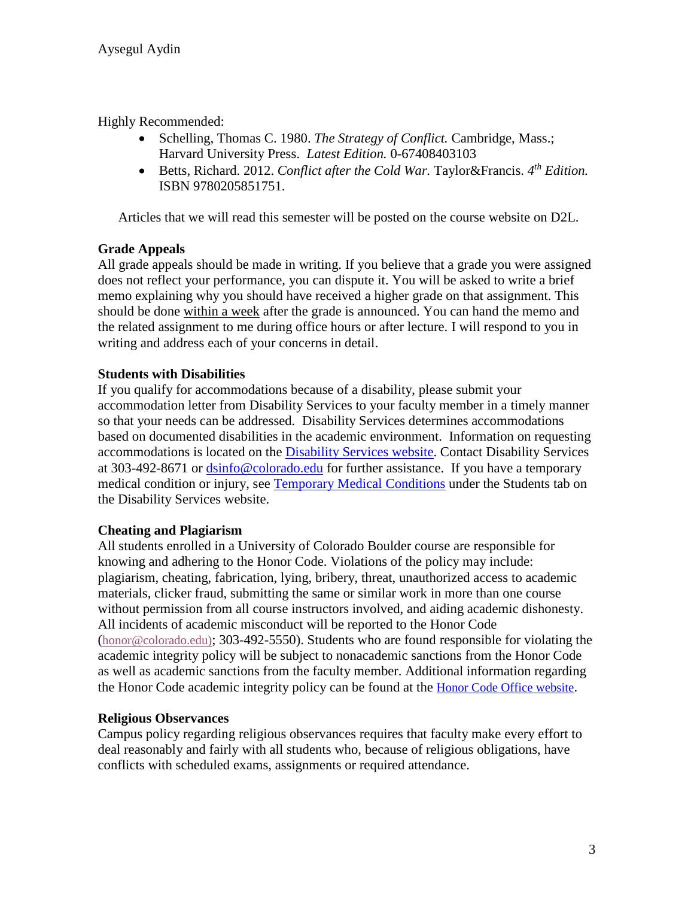Highly Recommended:

- Schelling, Thomas C. 1980. *The Strategy of Conflict.* Cambridge, Mass.; Harvard University Press. *Latest Edition.* 0-67408403103
- Betts, Richard. 2012. *Conflict after the Cold War.* Taylor&Francis. *4th Edition.* ISBN 9780205851751.

Articles that we will read this semester will be posted on the course website on D2L.

**Grade Appeals**

All grade appeals should be made in writing. If you believe that a grade you were assigned does not reflect your performance, you can dispute it. You will be asked to write a brief memo explaining why you should have received a higher grade on that assignment. This should be done within a week after the grade is announced. You can hand the memo and the related assignment to me during office hours or after lecture. I will respond to you in writing and address each of your concerns in detail.

**Students with Disabilities**

If you qualify for accommodations because of a disability, please submit your accommodation letter from Disability Services to your faculty member in a timely manner so that your needs can be addressed. Disability Services determines accommodations based on documented disabilities in the academic environment. Information on requesting accommodations is located on the Disability Services website. Contact Disability Services at 303-492-8671 or dsinfo@colorado.edu for further assistance. If you have a temporary medical condition or injury, see Temporary Medical Conditions under the Students tab on the Disability Services website.

**Cheating and Plagiarism**

All students enrolled in a University of Colorado Boulder course are responsible for knowing and adhering to the Honor Code. Violations of the policy may include: plagiarism, cheating, fabrication, lying, bribery, threat, unauthorized access to academic materials, clicker fraud, submitting the same or similar work in more than one course without permission from all course instructors involved, and aiding academic dishonesty. All incidents of academic misconduct will be reported to the Honor Code (honor@colorado.edu); 303-492-5550). Students who are found responsible for violating the academic integrity policy will be subject to nonacademic sanctions from the Honor Code as well as academic sanctions from the faculty member. Additional information regarding the Honor Code academic integrity policy can be found at the Honor Code Office website.

**Religious Observances**

Campus policy regarding religious observances requires that faculty make every effort to deal reasonably and fairly with all students who, because of religious obligations, have conflicts with scheduled exams, assignments or required attendance.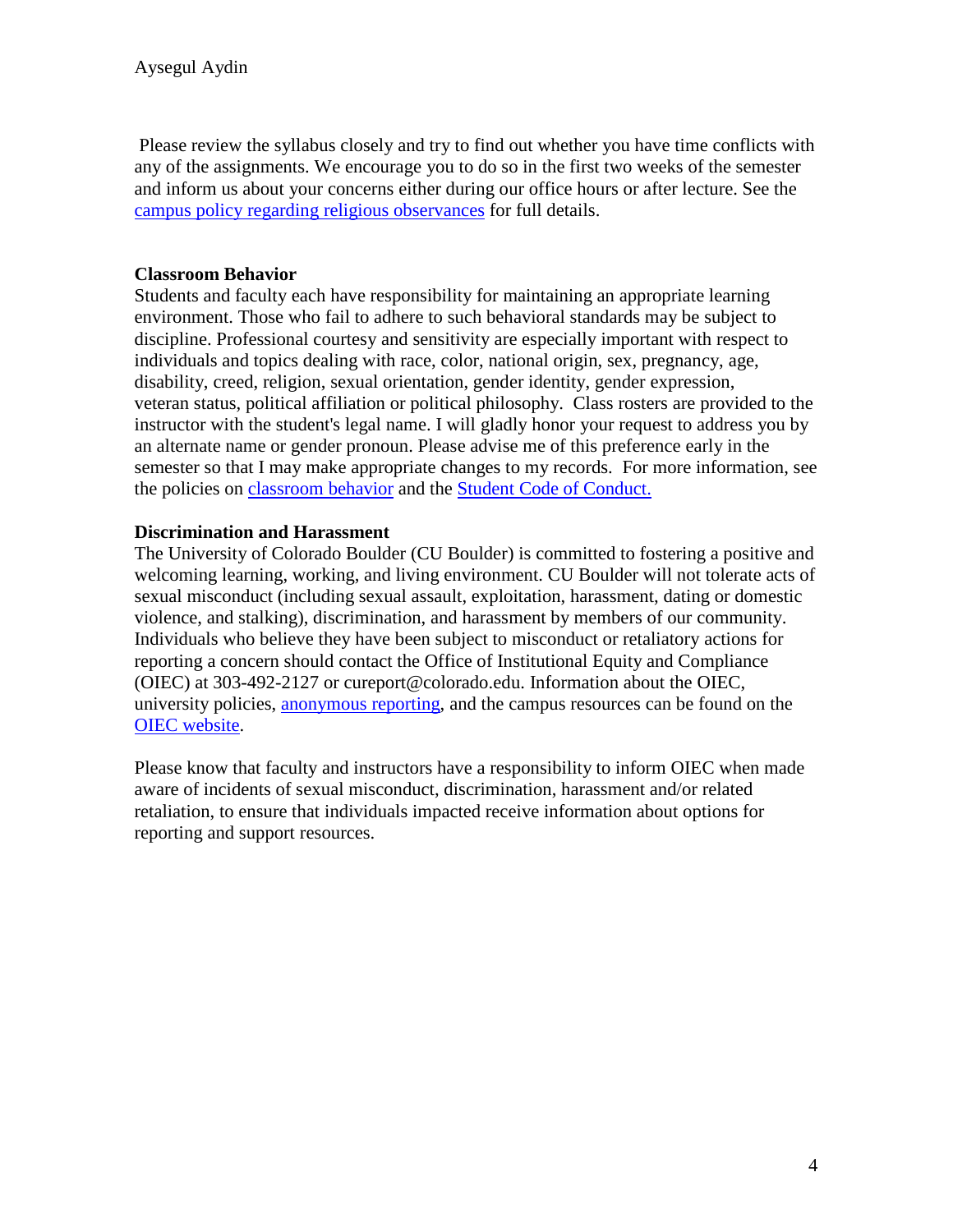Please review the syllabus closely and try to find out whether you have time conflicts with any of the assignments. We encourage you to do so in the first two weeks of the semester and inform us about your concerns either during our office hours or after lecture. See the campus policy regarding religious observances for full details.

**Classroom Behavior**
Students and faculty each have responsibility for maintaining an appropriate learning environment. Those who fail to adhere to such behavioral standards may be subject to discipline. Professional courtesy and sensitivity are especially important with respect to individuals and topics dealing with race, color, national origin, sex, pregnancy, age, disability, creed, religion, sexual orientation, gender identity, gender expression, veteran status, political affiliation or political philosophy. Class rosters are provided to the instructor with the student's legal name. I will gladly honor your request to address you by an alternate name or gender pronoun. Please advise me of this preference early in the semester so that I may make appropriate changes to my records. For more information, see the policies on classroom behavior and the Student Code of Conduct.

**Discrimination and Harassment**
The University of Colorado Boulder (CU Boulder) is committed to fostering a positive and welcoming learning, working, and living environment. CU Boulder will not tolerate acts of sexual misconduct (including sexual assault, exploitation, harassment, dating or domestic violence, and stalking), discrimination, and harassment by members of our community. Individuals who believe they have been subject to misconduct or retaliatory actions for reporting a concern should contact the Office of Institutional Equity and Compliance (OIEC) at 303-492-2127 or cureport@colorado.edu. Information about the OIEC, university policies, anonymous reporting, and the campus resources can be found on the OIEC website.

Please know that faculty and instructors have a responsibility to inform OIEC when made aware of incidents of sexual misconduct, discrimination, harassment and/or related retaliation, to ensure that individuals impacted receive information about options for reporting and support resources.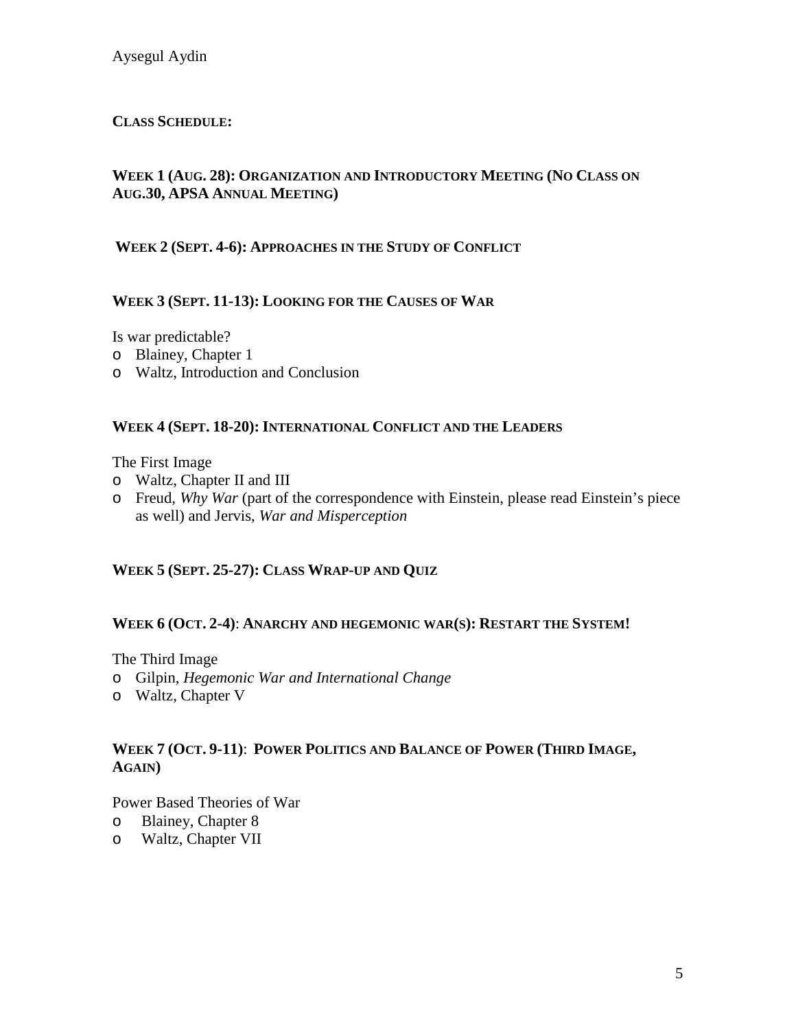**CLASS SCHEDULE:**

**WEEK 1 (AUG. 28): ORGANIZATION AND INTRODUCTORY MEETING (NO CLASS ON AUG.30, APSA ANNUAL MEETING)**

**WEEK 2 (SEPT. 4-6): APPROACHES IN THE STUDY OF CONFLICT**

**WEEK 3 (SEPT. 11-13): LOOKING FOR THE CAUSES OF WAR**

Is war predictable?

- Blainey, Chapter 1
- Waltz, Introduction and Conclusion

**WEEK 4 (SEPT. 18-20): INTERNATIONAL CONFLICT AND THE LEADERS**

The First Image

- Waltz, Chapter II and III
- Freud, *Why War* (part of the correspondence with Einstein, please read Einstein's piece as well) and Jervis, *War and Misperception*

**WEEK 5 (SEPT. 25-27): CLASS WRAP-UP AND QUIZ**

**WEEK 6 (OCT. 2-4)**: **ANARCHY AND HEGEMONIC WAR(S): RESTART THE SYSTEM!**

The Third Image

- Gilpin, *Hegemonic War and International Change*
- Waltz, Chapter V

**WEEK 7 (OCT. 9-11)**: **POWER POLITICS AND BALANCE OF POWER (THIRD IMAGE, AGAIN)**

Power Based Theories of War

- Blainey, Chapter 8
- Waltz, Chapter VII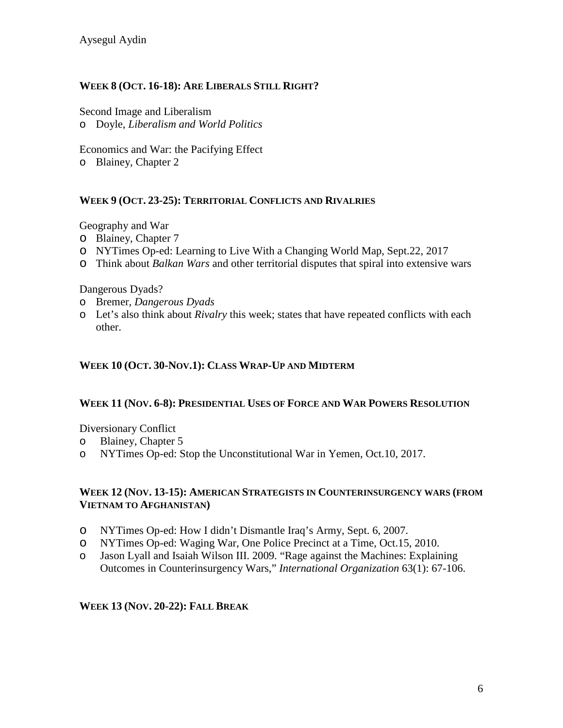### WEEK 8 (OCT. 16-18): ARE LIBERALS STILL RIGHT?

Second Image and Liberalism

- Doyle, *Liberalism and World Politics*

Economics and War: the Pacifying Effect

- Blainey, Chapter 2

### WEEK 9 (OCT. 23-25): TERRITORIAL CONFLICTS AND RIVALRIES

Geography and War

- Blainey, Chapter 7
- NYTimes Op-ed: Learning to Live With a Changing World Map, Sept.22, 2017
- Think about *Balkan Wars* and other territorial disputes that spiral into extensive wars

Dangerous Dyads?

- Bremer, *Dangerous Dyads*
- Let's also think about *Rivalry* this week; states that have repeated conflicts with each other.

### WEEK 10 (OCT. 30-NOV.1): CLASS WRAP-UP AND MIDTERM

### WEEK 11 (NOV. 6-8): PRESIDENTIAL USES OF FORCE AND WAR POWERS RESOLUTION

Diversionary Conflict

- Blainey, Chapter 5
- NYTimes Op-ed: Stop the Unconstitutional War in Yemen, Oct.10, 2017.

### WEEK 12 (NOV. 13-15): AMERICAN STRATEGISTS IN COUNTERINSURGENCY WARS (FROM VIETNAM TO AFGHANISTAN)

- NYTimes Op-ed: How I didn't Dismantle Iraq's Army, Sept. 6, 2007.
- NYTimes Op-ed: Waging War, One Police Precinct at a Time, Oct.15, 2010.
- Jason Lyall and Isaiah Wilson III. 2009. "Rage against the Machines: Explaining Outcomes in Counterinsurgency Wars," *International Organization* 63(1): 67-106.

### WEEK 13 (NOV. 20-22): FALL BREAK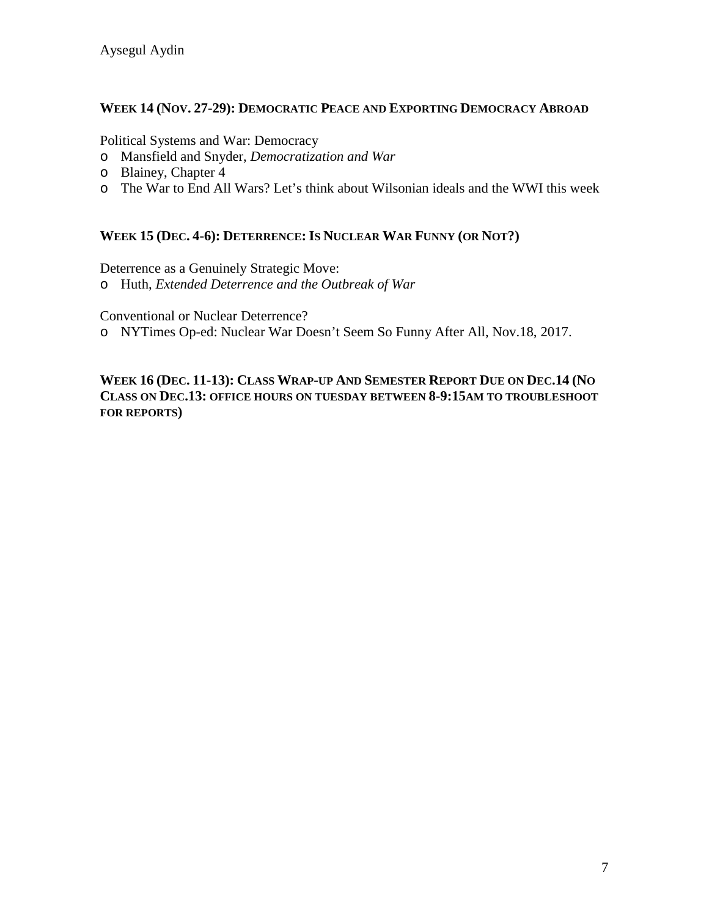### WEEK 14 (NOV. 27-29): DEMOCRATIC PEACE AND EXPORTING DEMOCRACY ABROAD

Political Systems and War: Democracy

- Mansfield and Snyder, *Democratization and War*
- Blainey, Chapter 4
- The War to End All Wars? Let's think about Wilsonian ideals and the WWI this week

### WEEK 15 (DEC. 4-6): DETERRENCE: IS NUCLEAR WAR FUNNY (OR NOT?)

Deterrence as a Genuinely Strategic Move:

- Huth, *Extended Deterrence and the Outbreak of War*

Conventional or Nuclear Deterrence?

- NYTimes Op-ed: Nuclear War Doesn't Seem So Funny After All, Nov.18, 2017.

### WEEK 16 (DEC. 11-13): CLASS WRAP-UP AND SEMESTER REPORT DUE ON DEC.14 (NO CLASS ON DEC.13: OFFICE HOURS ON TUESDAY BETWEEN 8-9:15AM TO TROUBLESHOOT FOR REPORTS)